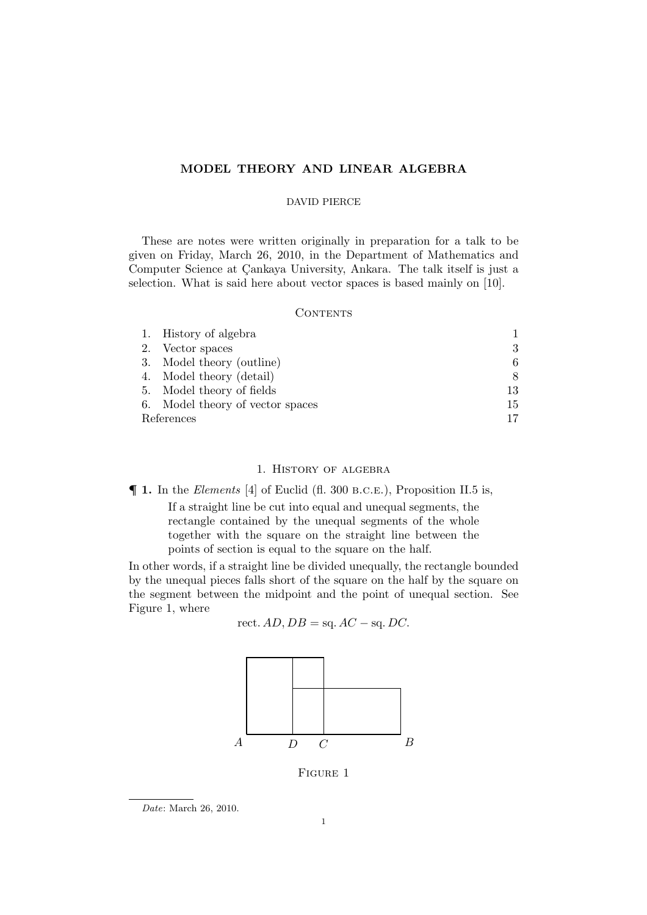# MODEL THEORY AND LINEAR ALGEBRA

DAVID PIERCE

These are notes were written originally in preparation for a talk to be given on Friday, March 26, 2010, in the Department of Mathematics and Computer Science at Çankaya University, Ankara. The talk itself is just a selection. What is said here about vector spaces is based mainly on [10].

## Contents

| | | |
|---|---|---|
| 1. | History of algebra | 1 |
| 2. | Vector spaces | 3 |
| 3. | Model theory (outline) | 6 |
| 4. | Model theory (detail) | 8 |
| 5. | Model theory of fields | 13 |
| 6. | Model theory of vector spaces | 15 |
| | References | 17 |

## 1. History of algebra

**¶ 1.** In the *Elements* [4] of Euclid (fl. 300 B.C.E.), Proposition II.5 is,

> If a straight line be cut into equal and unequal segments, the rectangle contained by the unequal segments of the whole together with the square on the straight line between the points of section is equal to the square on the half.

In other words, if a straight line be divided unequally, the rectangle bounded by the unequal pieces falls short of the square on the half by the square on the segment between the midpoint and the point of unequal section. See Figure 1, where

$$\text{rect. } AD, DB = \text{sq. } AC - \text{sq. } DC.$$

Figure 1

*Date*: March 26, 2010.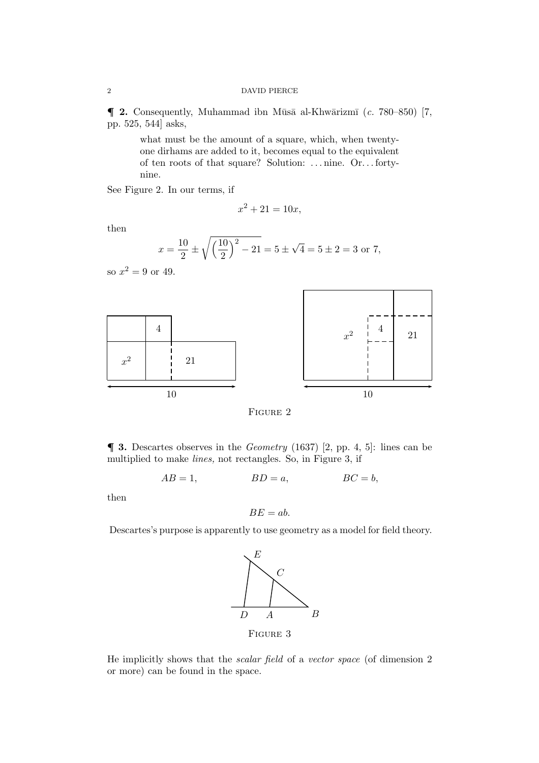**¶ 2.** Consequently, Muhammad ibn Mūsā al-Khwārizmī (*c.* 780–850) [7, pp. 525, 544] asks,

> what must be the amount of a square, which, when twenty-one dirhams are added to it, becomes equal to the equivalent of ten roots of that square? Solution: . . . nine. Or. . . forty-nine.

See Figure 2. In our terms, if

$$x^2 + 21 = 10x,$$

then

$$x = \frac{10}{2} \pm \sqrt{\left(\frac{10}{2}\right)^2 - 21} = 5 \pm \sqrt{4} = 5 \pm 2 = 3 \text{ or } 7,$$

so $x^2 = 9$ or $49$.

Figure 2

**¶ 3.** Descartes observes in the *Geometry* (1637) [2, pp. 4, 5]: lines can be multiplied to make *lines,* not rectangles. So, in Figure 3, if

$$AB = 1, \qquad BD = a, \qquad BC = b,$$

then

$$BE = ab.$$

Descartes's purpose is apparently to use geometry as a model for field theory.

Figure 3

He implicitly shows that the *scalar field* of a *vector space* (of dimension 2 or more) can be found in the space.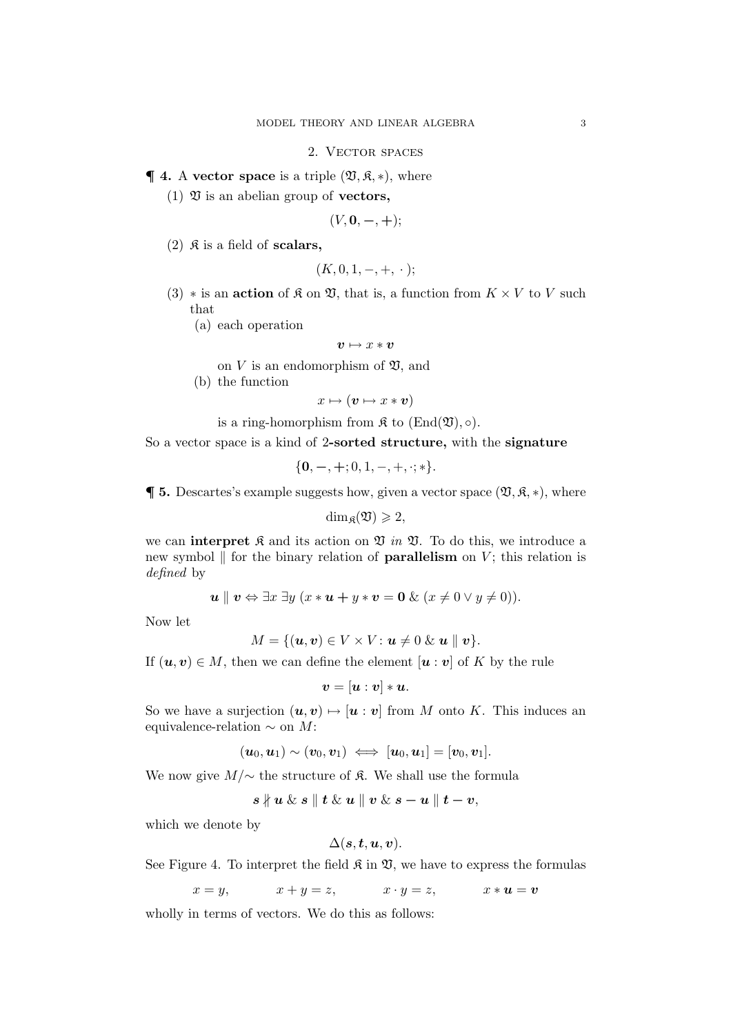## 2. Vector spaces

**¶ 4.** A **vector space** is a triple $(\mathfrak{V}, \mathfrak{K}, *)$, where

(1) $\mathfrak{V}$ is an abelian group of **vectors,**

$$(V, \mathbf{0}, -, +);$$

(2) $\mathfrak{K}$ is a field of **scalars,**

$$(K, 0, 1, -, +, \cdot\,);$$

(3) $*$ is an **action** of $\mathfrak{K}$ on $\mathfrak{V}$, that is, a function from $K \times V$ to $V$ such that

(a) each operation

$$\boldsymbol{v} \mapsto x * \boldsymbol{v}$$

on $V$ is an endomorphism of $\mathfrak{V}$, and

(b) the function

$$x \mapsto (\boldsymbol{v} \mapsto x * \boldsymbol{v})$$

is a ring-homorphism from $\mathfrak{K}$ to $(\mathrm{End}(\mathfrak{V}), \circ)$.

So a vector space is a kind of **2-sorted structure,** with the **signature**

$$\{\mathbf{0}, -, +; 0, 1, -, +, \cdot; *\}.$$

**¶ 5.** Descartes's example suggests how, given a vector space $(\mathfrak{V}, \mathfrak{K}, *)$, where

$$\dim_{\mathfrak{K}}(\mathfrak{V}) \geqslant 2,$$

we can **interpret** $\mathfrak{K}$ and its action on $\mathfrak{V}$ *in* $\mathfrak{V}$. To do this, we introduce a new symbol $\parallel$ for the binary relation of **parallelism** on $V$; this relation is *defined* by

$$\boldsymbol{u} \parallel \boldsymbol{v} \Leftrightarrow \exists x \; \exists y \; (x * \boldsymbol{u} + y * \boldsymbol{v} = \mathbf{0} \;\&\; (x \neq 0 \vee y \neq 0)).$$

Now let

$$M = \{(\boldsymbol{u}, \boldsymbol{v}) \in V \times V \colon \boldsymbol{u} \neq 0 \;\&\; \boldsymbol{u} \parallel \boldsymbol{v}\}.$$

If $(\boldsymbol{u}, \boldsymbol{v}) \in M$, then we can define the element $[\boldsymbol{u} : \boldsymbol{v}]$ of $K$ by the rule

$$\boldsymbol{v} = [\boldsymbol{u} : \boldsymbol{v}] * \boldsymbol{u}.$$

So we have a surjection $(\boldsymbol{u}, \boldsymbol{v}) \mapsto [\boldsymbol{u} : \boldsymbol{v}]$ from $M$ onto $K$. This induces an equivalence-relation $\sim$ on $M$:

$$(\boldsymbol{u}_0, \boldsymbol{u}_1) \sim (\boldsymbol{v}_0, \boldsymbol{v}_1) \iff [\boldsymbol{u}_0, \boldsymbol{u}_1] = [\boldsymbol{v}_0, \boldsymbol{v}_1].$$

We now give $M/{\sim}$ the structure of $\mathfrak{K}$. We shall use the formula

$$\boldsymbol{s} \nparallel \boldsymbol{u} \;\&\; \boldsymbol{s} \parallel \boldsymbol{t} \;\&\; \boldsymbol{u} \parallel \boldsymbol{v} \;\&\; \boldsymbol{s} - \boldsymbol{u} \parallel \boldsymbol{t} - \boldsymbol{v},$$

which we denote by

$$\Delta(\boldsymbol{s}, \boldsymbol{t}, \boldsymbol{u}, \boldsymbol{v}).$$

See Figure 4. To interpret the field $\mathfrak{K}$ in $\mathfrak{V}$, we have to express the formulas

$$x = y, \qquad x + y = z, \qquad x \cdot y = z, \qquad x * \boldsymbol{u} = \boldsymbol{v}$$

wholly in terms of vectors. We do this as follows: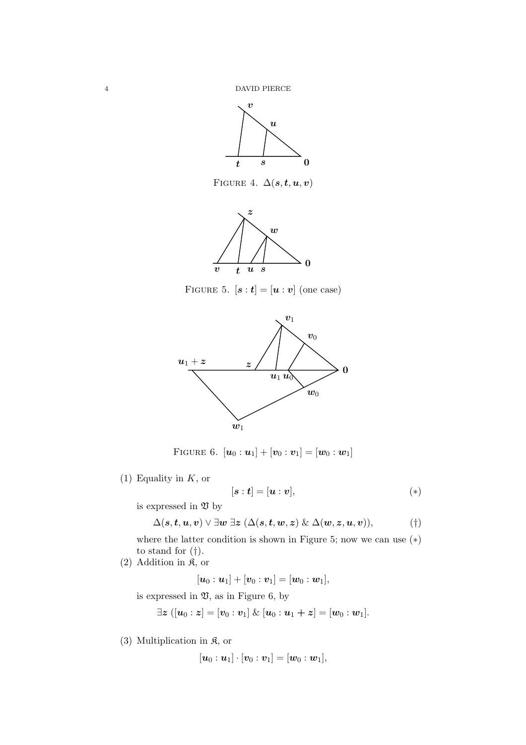FIGURE 4. $\Delta(\boldsymbol{s}, \boldsymbol{t}, \boldsymbol{u}, \boldsymbol{v})$

FIGURE 5. $[\boldsymbol{s} : \boldsymbol{t}] = [\boldsymbol{u} : \boldsymbol{v}]$ (one case)

FIGURE 6. $[\boldsymbol{u}_0 : \boldsymbol{u}_1] + [\boldsymbol{v}_0 : \boldsymbol{v}_1] = [\boldsymbol{w}_0 : \boldsymbol{w}_1]$

(1) Equality in $K$, or
$$[\boldsymbol{s} : \boldsymbol{t}] = [\boldsymbol{u} : \boldsymbol{v}], \tag{$*$}$$
is expressed in $\mathfrak{V}$ by
$$\Delta(\boldsymbol{s}, \boldsymbol{t}, \boldsymbol{u}, \boldsymbol{v}) \lor \exists \boldsymbol{w}\ \exists \boldsymbol{z}\ (\Delta(\boldsymbol{s}, \boldsymbol{t}, \boldsymbol{w}, \boldsymbol{z})\ \&\ \Delta(\boldsymbol{w}, \boldsymbol{z}, \boldsymbol{u}, \boldsymbol{v})), \tag{$\dagger$}$$
where the latter condition is shown in Figure 5; now we can use ($*$) to stand for ($\dagger$).

(2) Addition in $\mathfrak{K}$, or
$$[\boldsymbol{u}_0 : \boldsymbol{u}_1] + [\boldsymbol{v}_0 : \boldsymbol{v}_1] = [\boldsymbol{w}_0 : \boldsymbol{w}_1],$$
is expressed in $\mathfrak{V}$, as in Figure 6, by
$$\exists \boldsymbol{z}\ ([\boldsymbol{u}_0 : \boldsymbol{z}] = [\boldsymbol{v}_0 : \boldsymbol{v}_1]\ \&\ [\boldsymbol{u}_0 : \boldsymbol{u}_1 + \boldsymbol{z}] = [\boldsymbol{w}_0 : \boldsymbol{w}_1].$$

(3) Multiplication in $\mathfrak{K}$, or
$$[\boldsymbol{u}_0 : \boldsymbol{u}_1] \cdot [\boldsymbol{v}_0 : \boldsymbol{v}_1] = [\boldsymbol{w}_0 : \boldsymbol{w}_1],$$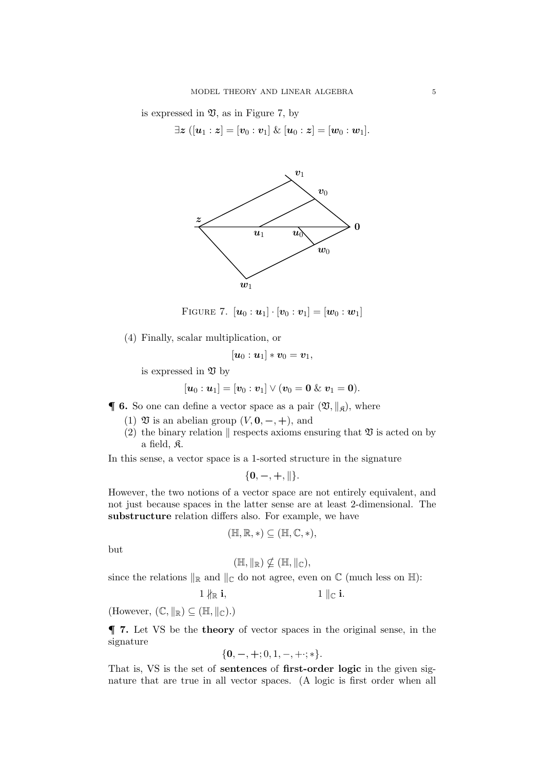is expressed in $\mathfrak{V}$, as in Figure 7, by

$$\exists \boldsymbol{z}\ ([\boldsymbol{u}_1 : \boldsymbol{z}] = [\boldsymbol{v}_0 : \boldsymbol{v}_1]\ \&\ [\boldsymbol{u}_0 : \boldsymbol{z}] = [\boldsymbol{w}_0 : \boldsymbol{w}_1].$$

FIGURE 7. $[\boldsymbol{u}_0 : \boldsymbol{u}_1] \cdot [\boldsymbol{v}_0 : \boldsymbol{v}_1] = [\boldsymbol{w}_0 : \boldsymbol{w}_1]$

(4) Finally, scalar multiplication, or

$$[\boldsymbol{u}_0 : \boldsymbol{u}_1] * \boldsymbol{v}_0 = \boldsymbol{v}_1,$$

is expressed in $\mathfrak{V}$ by

$$[\boldsymbol{u}_0 : \boldsymbol{u}_1] = [\boldsymbol{v}_0 : \boldsymbol{v}_1] \lor (\boldsymbol{v}_0 = \boldsymbol{0}\ \&\ \boldsymbol{v}_1 = \boldsymbol{0}).$$

**¶ 6.** So one can define a vector space as a pair $(\mathfrak{V}, \|_{\mathfrak{K}})$, where

1. $\mathfrak{V}$ is an abelian group $(V, \boldsymbol{0}, -, +)$, and
2. the binary relation $\|$ respects axioms ensuring that $\mathfrak{V}$ is acted on by a field, $\mathfrak{K}$.

In this sense, a vector space is a 1-sorted structure in the signature

$$\{\boldsymbol{0}, -, +, \|\}.$$

However, the two notions of a vector space are not entirely equivalent, and not just because spaces in the latter sense are at least 2-dimensional. The **substructure** relation differs also. For example, we have

$$(\mathbb{H}, \mathbb{R}, *) \subseteq (\mathbb{H}, \mathbb{C}, *),$$

but

$$(\mathbb{H}, \|_{\mathbb{R}}) \nsubseteq (\mathbb{H}, \|_{\mathbb{C}}),$$

since the relations $\|_{\mathbb{R}}$ and $\|_{\mathbb{C}}$ do not agree, even on $\mathbb{C}$ (much less on $\mathbb{H}$):

$$1 \nparallel_{\mathbb{R}} \mathbf{i}, \qquad\qquad 1 \|_{\mathbb{C}} \mathbf{i}.$$

(However, $(\mathbb{C}, \|_{\mathbb{R}}) \subseteq (\mathbb{H}, \|_{\mathbb{C}})$.)

**¶ 7.** Let VS be the **theory** of vector spaces in the original sense, in the signature

$$\{\boldsymbol{0}, -, +; 0, 1, -, +\cdot; *\}.$$

That is, VS is the set of **sentences** of **first-order logic** in the given signature that are true in all vector spaces. (A logic is first order when all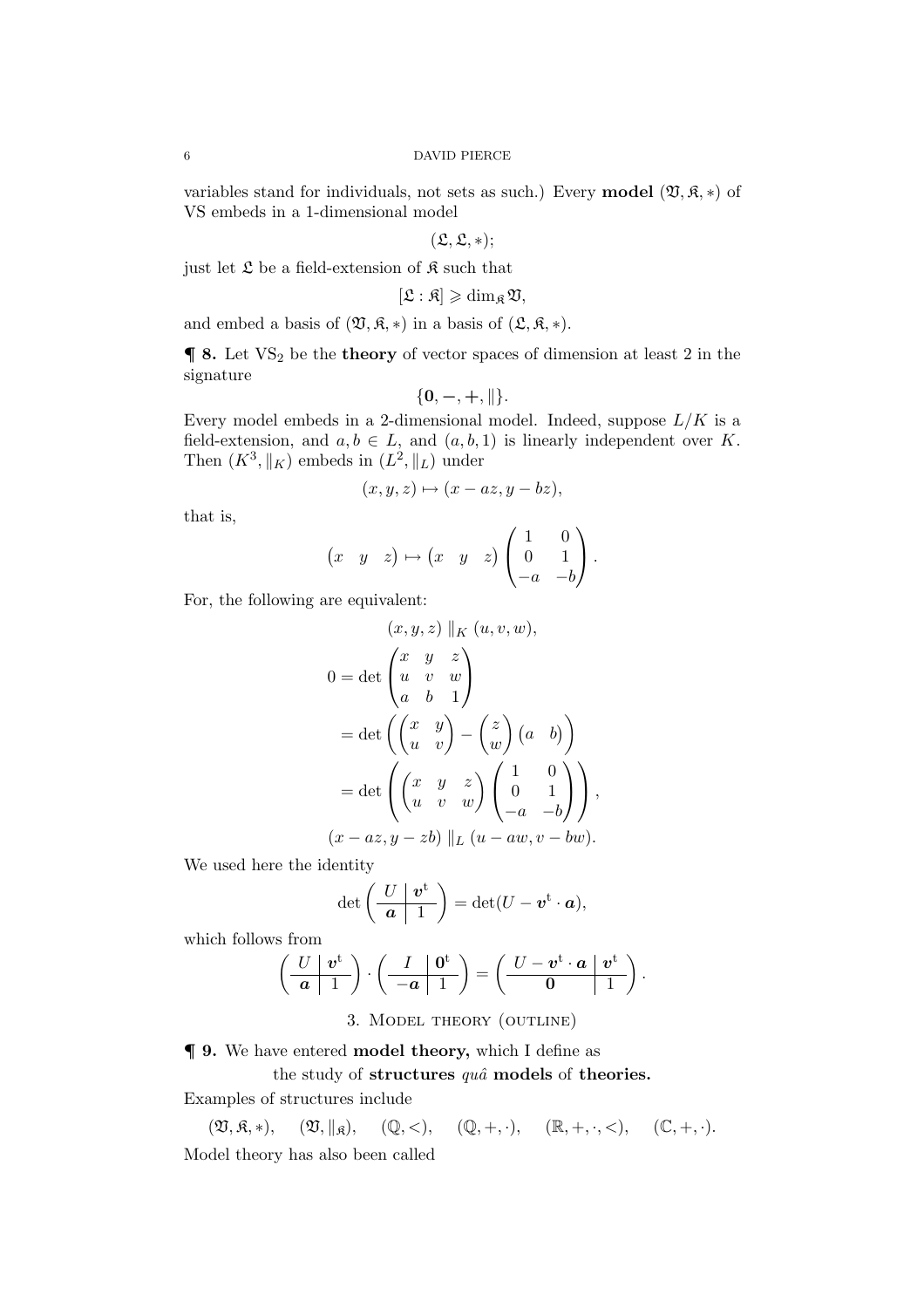variables stand for individuals, not sets as such.) Every **model** $(\mathfrak{V}, \mathfrak{K}, *)$ of VS embeds in a 1-dimensional model

$$(\mathfrak{L}, \mathfrak{L}, *);$$

just let $\mathfrak{L}$ be a field-extension of $\mathfrak{K}$ such that

$$[\mathfrak{L} : \mathfrak{K}] \geqslant \dim_{\mathfrak{K}} \mathfrak{V},$$

and embed a basis of $(\mathfrak{V}, \mathfrak{K}, *)$ in a basis of $(\mathfrak{L}, \mathfrak{K}, *)$.

**¶ 8.** Let $\mathrm{VS}_2$ be the **theory** of vector spaces of dimension at least 2 in the signature

$$\{\mathbf{0}, -, +, \|\}.$$

Every model embeds in a 2-dimensional model. Indeed, suppose $L/K$ is a field-extension, and $a, b \in L$, and $(a, b, 1)$ is linearly independent over $K$. Then $(K^3, \|_K)$ embeds in $(L^2, \|_L)$ under

$$(x, y, z) \mapsto (x - az, y - bz),$$

that is,

$$\begin{pmatrix} x & y & z \end{pmatrix} \mapsto \begin{pmatrix} x & y & z \end{pmatrix} \begin{pmatrix} 1 & 0 \\ 0 & 1 \\ -a & -b \end{pmatrix}.$$

For, the following are equivalent:

$$\begin{aligned}
&(x, y, z) \|_K (u, v, w), \\
0 &= \det \begin{pmatrix} x & y & z \\ u & v & w \\ a & b & 1 \end{pmatrix} \\
&= \det \left( \begin{pmatrix} x & y \\ u & v \end{pmatrix} - \begin{pmatrix} z \\ w \end{pmatrix} \begin{pmatrix} a & b \end{pmatrix} \right) \\
&= \det \left( \begin{pmatrix} x & y & z \\ u & v & w \end{pmatrix} \begin{pmatrix} 1 & 0 \\ 0 & 1 \\ -a & -b \end{pmatrix} \right), \\
&(x - az, y - zb) \|_L (u - aw, v - bw).
\end{aligned}$$

We used here the identity

$$\det \left( \begin{array}{c|c} U & \boldsymbol{v}^{\mathrm{t}} \\ \hline \boldsymbol{a} & 1 \end{array} \right) = \det(U - \boldsymbol{v}^{\mathrm{t}} \cdot \boldsymbol{a}),$$

which follows from

$$\left( \begin{array}{c|c} U & \boldsymbol{v}^{\mathrm{t}} \\ \hline \boldsymbol{a} & 1 \end{array} \right) \cdot \left( \begin{array}{c|c} I & \mathbf{0}^{\mathrm{t}} \\ \hline -\boldsymbol{a} & 1 \end{array} \right) = \left( \begin{array}{c|c} U - \boldsymbol{v}^{\mathrm{t}} \cdot \boldsymbol{a} & \boldsymbol{v}^{\mathrm{t}} \\ \hline \mathbf{0} & 1 \end{array} \right).$$

## 3. Model theory (outline)

**¶ 9.** We have entered **model theory,** which I define as

the study of **structures** *quâ* **models** of **theories.**

Examples of structures include

$$(\mathfrak{V}, \mathfrak{K}, *), \quad (\mathfrak{V}, \|_{\mathfrak{K}}), \quad (\mathbb{Q}, <), \quad (\mathbb{Q}, +, \cdot), \quad (\mathbb{R}, +, \cdot, <), \quad (\mathbb{C}, +, \cdot).$$

Model theory has also been called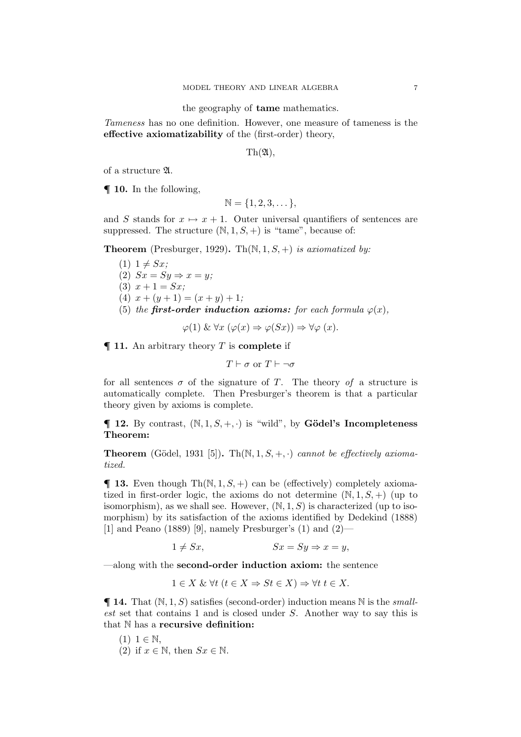the geography of **tame** mathematics.

*Tameness* has no one definition. However, one measure of tameness is the **effective axiomatizability** of the (first-order) theory,

$$\mathrm{Th}(\mathfrak{A}),$$

of a structure $\mathfrak{A}$.

**¶ 10.** In the following,

$$\mathbb{N} = \{1, 2, 3, \dots\},$$

and $S$ stands for $x \mapsto x + 1$. Outer universal quantifiers of sentences are suppressed. The structure $(\mathbb{N}, 1, S, +)$ is "tame", because of:

**Theorem** (Presburger, 1929)**.** *$\mathrm{Th}(\mathbb{N}, 1, S, +)$ is axiomatized by:*

(1) $1 \neq Sx$;
(2) $Sx = Sy \Rightarrow x = y$;
(3) $x + 1 = Sx$;
(4) $x + (y + 1) = (x + y) + 1$;
(5) *the **first-order induction axioms:** for each formula $\varphi(x)$,*

$$\varphi(1) \;\&\; \forall x\; (\varphi(x) \Rightarrow \varphi(Sx)) \Rightarrow \forall \varphi\; (x).$$

**¶ 11.** An arbitrary theory $T$ is **complete** if

$$T \vdash \sigma \text{ or } T \vdash \neg\sigma$$

for all sentences $\sigma$ of the signature of $T$. The theory *of* a structure is automatically complete. Then Presburger's theorem is that a particular theory given by axioms is complete.

**¶ 12.** By contrast, $(\mathbb{N}, 1, S, +, \cdot)$ is "wild", by **Gödel's Incompleteness Theorem:**

**Theorem** (Gödel, 1931 [5])**.** *$\mathrm{Th}(\mathbb{N}, 1, S, +, \cdot)$ cannot be effectively axiomatized.*

**¶ 13.** Even though $\mathrm{Th}(\mathbb{N}, 1, S, +)$ can be (effectively) completely axiomatized in first-order logic, the axioms do not determine $(\mathbb{N}, 1, S, +)$ (up to isomorphism), as we shall see. However, $(\mathbb{N}, 1, S)$ is characterized (up to isomorphism) by its satisfaction of the axioms identified by Dedekind (1888) [1] and Peano (1889) [9], namely Presburger's (1) and (2)—

$$1 \neq Sx, \qquad\qquad Sx = Sy \Rightarrow x = y,$$

—along with the **second-order induction axiom:** the sentence

$$1 \in X \;\&\; \forall t\; (t \in X \Rightarrow St \in X) \Rightarrow \forall t\; t \in X.$$

**¶ 14.** That $(\mathbb{N}, 1, S)$ satisfies (second-order) induction means $\mathbb{N}$ is the *smallest* set that contains 1 and is closed under $S$. Another way to say this is that $\mathbb{N}$ has a **recursive definition:**

(1) $1 \in \mathbb{N}$,
(2) if $x \in \mathbb{N}$, then $Sx \in \mathbb{N}$.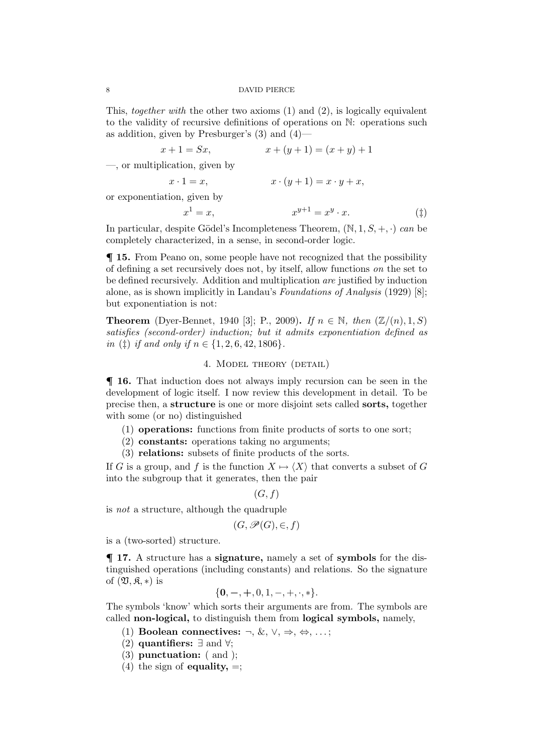This, *together with* the other two axioms (1) and (2), is logically equivalent to the validity of recursive definitions of operations on $\mathbb{N}$: operations such as addition, given by Presburger's (3) and (4)—

$$x + 1 = Sx, \qquad\qquad x + (y + 1) = (x + y) + 1$$

—, or multiplication, given by

$$x \cdot 1 = x, \qquad\qquad x \cdot (y + 1) = x \cdot y + x,$$

or exponentiation, given by

$$x^1 = x, \qquad\qquad x^{y+1} = x^y \cdot x. \tag{‡}$$

In particular, despite Gödel's Incompleteness Theorem, $(\mathbb{N}, 1, S, +, \cdot)$ *can* be completely characterized, in a sense, in second-order logic.

**¶ 15.** From Peano on, some people have not recognized that the possibility of defining a set recursively does not, by itself, allow functions *on* the set to be defined recursively. Addition and multiplication *are* justified by induction alone, as is shown implicitly in Landau's *Foundations of Analysis* (1929) [8]; but exponentiation is not:

**Theorem** (Dyer-Bennet, 1940 [3]; P., 2009)**.** *If $n \in \mathbb{N}$, then $(\mathbb{Z}/(n), 1, S)$ satisfies (second-order) induction; but it admits exponentiation defined as in (‡) if and only if $n \in \{1, 2, 6, 42, 1806\}$.*

## 4. Model theory (detail)

**¶ 16.** That induction does not always imply recursion can be seen in the development of logic itself. I now review this development in detail. To be precise then, a **structure** is one or more disjoint sets called **sorts,** together with some (or no) distinguished

1. **operations:** functions from finite products of sorts to one sort;
2. **constants:** operations taking no arguments;
3. **relations:** subsets of finite products of the sorts.

If $G$ is a group, and $f$ is the function $X \mapsto \langle X \rangle$ that converts a subset of $G$ into the subgroup that it generates, then the pair

$$(G, f)$$

is *not* a structure, although the quadruple

$$(G, \mathscr{P}(G), \in, f)$$

is a (two-sorted) structure.

**¶ 17.** A structure has a **signature,** namely a set of **symbols** for the distinguished operations (including constants) and relations. So the signature of $(\mathfrak{V}, \mathfrak{K}, *)$ is

$$\{\mathbf{0}, \boldsymbol{-}, \boldsymbol{+}, 0, 1, -, +, \cdot, *\}.$$

The symbols 'know' which sorts their arguments are from. The symbols are called **non-logical,** to distinguish them from **logical symbols,** namely,

1. **Boolean connectives:** $\neg$, &, $\vee$, $\Rightarrow$, $\Leftrightarrow$, …;
2. **quantifiers:** $\exists$ and $\forall$;
3. **punctuation:** ( and );
4. the sign of **equality,** $=$;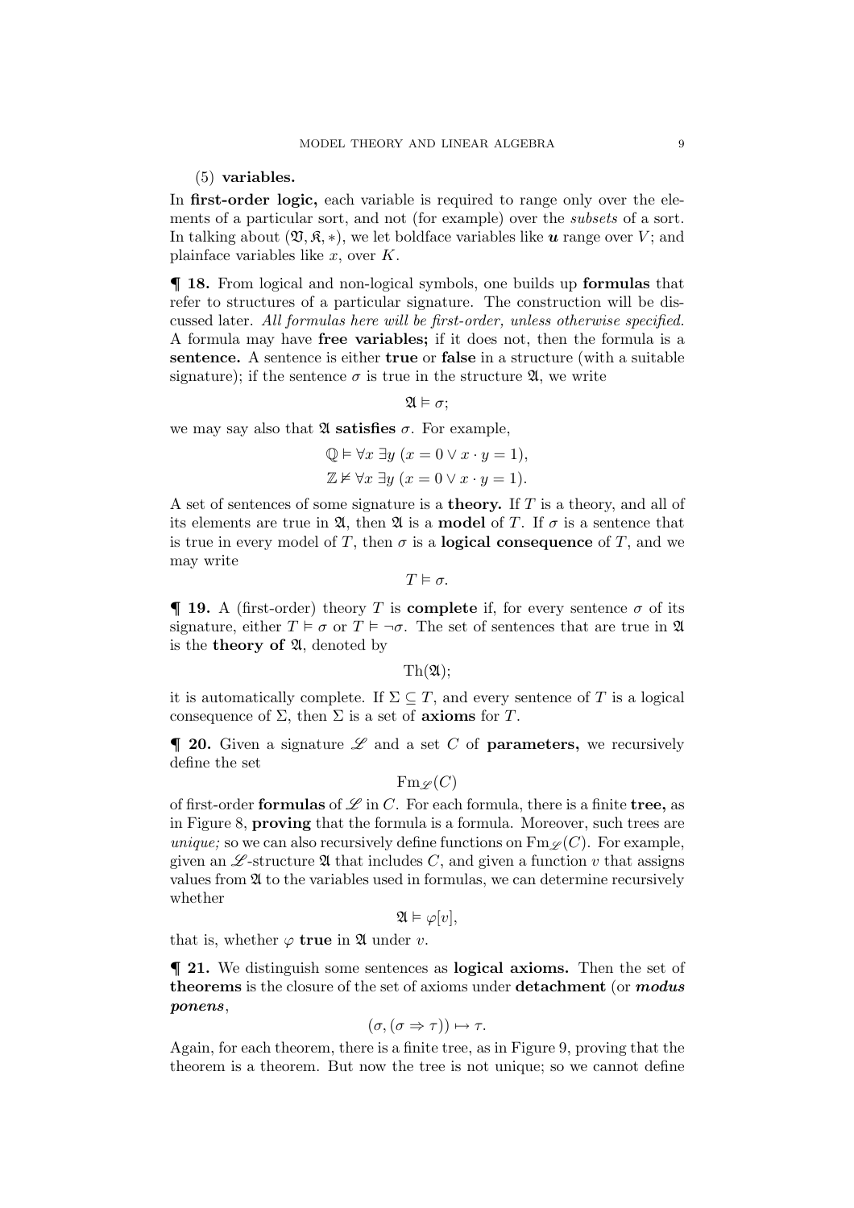(5) **variables.**

In **first-order logic,** each variable is required to range only over the elements of a particular sort, and not (for example) over the *subsets* of a sort. In talking about $(\mathfrak{V}, \mathfrak{K}, *)$, we let boldface variables like $\boldsymbol{u}$ range over $V$; and plainface variables like $x$, over $K$.

**¶ 18.** From logical and non-logical symbols, one builds up **formulas** that refer to structures of a particular signature. The construction will be discussed later. *All formulas here will be first-order, unless otherwise specified.* A formula may have **free variables;** if it does not, then the formula is a **sentence.** A sentence is either **true** or **false** in a structure (with a suitable signature); if the sentence $\sigma$ is true in the structure $\mathfrak{A}$, we write

$$\mathfrak{A} \vDash \sigma;$$

we may say also that $\mathfrak{A}$ **satisfies** $\sigma$. For example,

$$\mathbb{Q} \vDash \forall x \, \exists y \, (x = 0 \lor x \cdot y = 1),$$
$$\mathbb{Z} \nvDash \forall x \, \exists y \, (x = 0 \lor x \cdot y = 1).$$

A set of sentences of some signature is a **theory.** If $T$ is a theory, and all of its elements are true in $\mathfrak{A}$, then $\mathfrak{A}$ is a **model** of $T$. If $\sigma$ is a sentence that is true in every model of $T$, then $\sigma$ is a **logical consequence** of $T$, and we may write

$$T \vDash \sigma.$$

**¶ 19.** A (first-order) theory $T$ is **complete** if, for every sentence $\sigma$ of its signature, either $T \vDash \sigma$ or $T \vDash \neg\sigma$. The set of sentences that are true in $\mathfrak{A}$ is the **theory of** $\mathfrak{A}$, denoted by

$$\mathrm{Th}(\mathfrak{A});$$

it is automatically complete. If $\Sigma \subseteq T$, and every sentence of $T$ is a logical consequence of $\Sigma$, then $\Sigma$ is a set of **axioms** for $T$.

**¶ 20.** Given a signature $\mathscr{L}$ and a set $C$ of **parameters,** we recursively define the set

$$\mathrm{Fm}_{\mathscr{L}}(C)$$

of first-order **formulas** of $\mathscr{L}$ in $C$. For each formula, there is a finite **tree,** as in Figure 8, **proving** that the formula is a formula. Moreover, such trees are *unique;* so we can also recursively define functions on $\mathrm{Fm}_{\mathscr{L}}(C)$. For example, given an $\mathscr{L}$-structure $\mathfrak{A}$ that includes $C$, and given a function $v$ that assigns values from $\mathfrak{A}$ to the variables used in formulas, we can determine recursively whether

$$\mathfrak{A} \vDash \varphi[v],$$

that is, whether $\varphi$ **true** in $\mathfrak{A}$ under $v$.

**¶ 21.** We distinguish some sentences as **logical axioms.** Then the set of **theorems** is the closure of the set of axioms under **detachment** (or ***modus ponens***,

$$(\sigma, (\sigma \Rightarrow \tau)) \mapsto \tau.$$

Again, for each theorem, there is a finite tree, as in Figure 9, proving that the theorem is a theorem. But now the tree is not unique; so we cannot define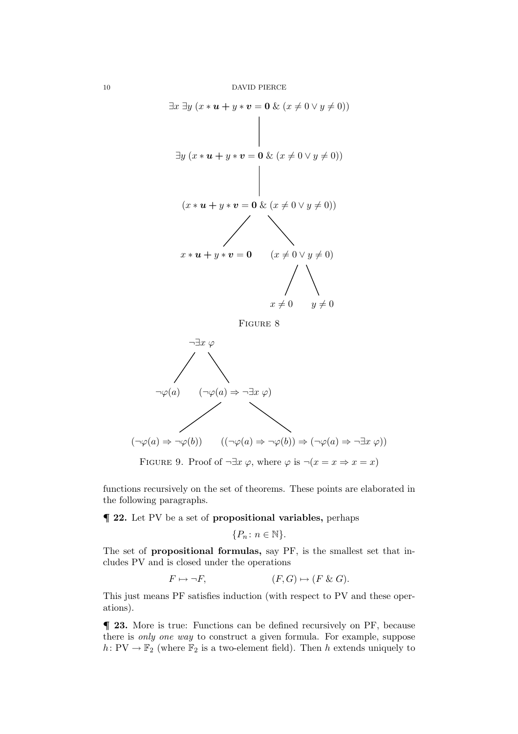$$\exists x\ \exists y\ (x * \boldsymbol{u} + y * \boldsymbol{v} = \boldsymbol{0}\ \&\ (x \neq 0 \lor y \neq 0))$$

$$\exists y\ (x * \boldsymbol{u} + y * \boldsymbol{v} = \boldsymbol{0}\ \&\ (x \neq 0 \lor y \neq 0))$$

$$(x * \boldsymbol{u} + y * \boldsymbol{v} = \boldsymbol{0}\ \&\ (x \neq 0 \lor y \neq 0))$$

$$x * \boldsymbol{u} + y * \boldsymbol{v} = \boldsymbol{0} \qquad (x \neq 0 \lor y \neq 0)$$

$$x \neq 0 \qquad y \neq 0$$

Figure 8

$$\neg\exists x\ \varphi$$

$$\neg\varphi(a) \qquad (\neg\varphi(a) \Rightarrow \neg\exists x\ \varphi)$$

$$(\neg\varphi(a) \Rightarrow \neg\varphi(b)) \qquad ((\neg\varphi(a) \Rightarrow \neg\varphi(b)) \Rightarrow (\neg\varphi(a) \Rightarrow \neg\exists x\ \varphi))$$

Figure 9. Proof of $\neg\exists x\ \varphi$, where $\varphi$ is $\neg(x = x \Rightarrow x = x)$

functions recursively on the set of theorems. These points are elaborated in the following paragraphs.

**¶ 22.** Let PV be a set of **propositional variables,** perhaps

$$\{P_n \colon n \in \mathbb{N}\}.$$

The set of **propositional formulas,** say PF, is the smallest set that includes PV and is closed under the operations

$$F \mapsto \neg F, \qquad\qquad (F, G) \mapsto (F\ \&\ G).$$

This just means PF satisfies induction (with respect to PV and these operations).

**¶ 23.** More is true: Functions can be defined recursively on PF, because there is *only one way* to construct a given formula. For example, suppose $h \colon \mathrm{PV} \to \mathbb{F}_2$ (where $\mathbb{F}_2$ is a two-element field). Then $h$ extends uniquely to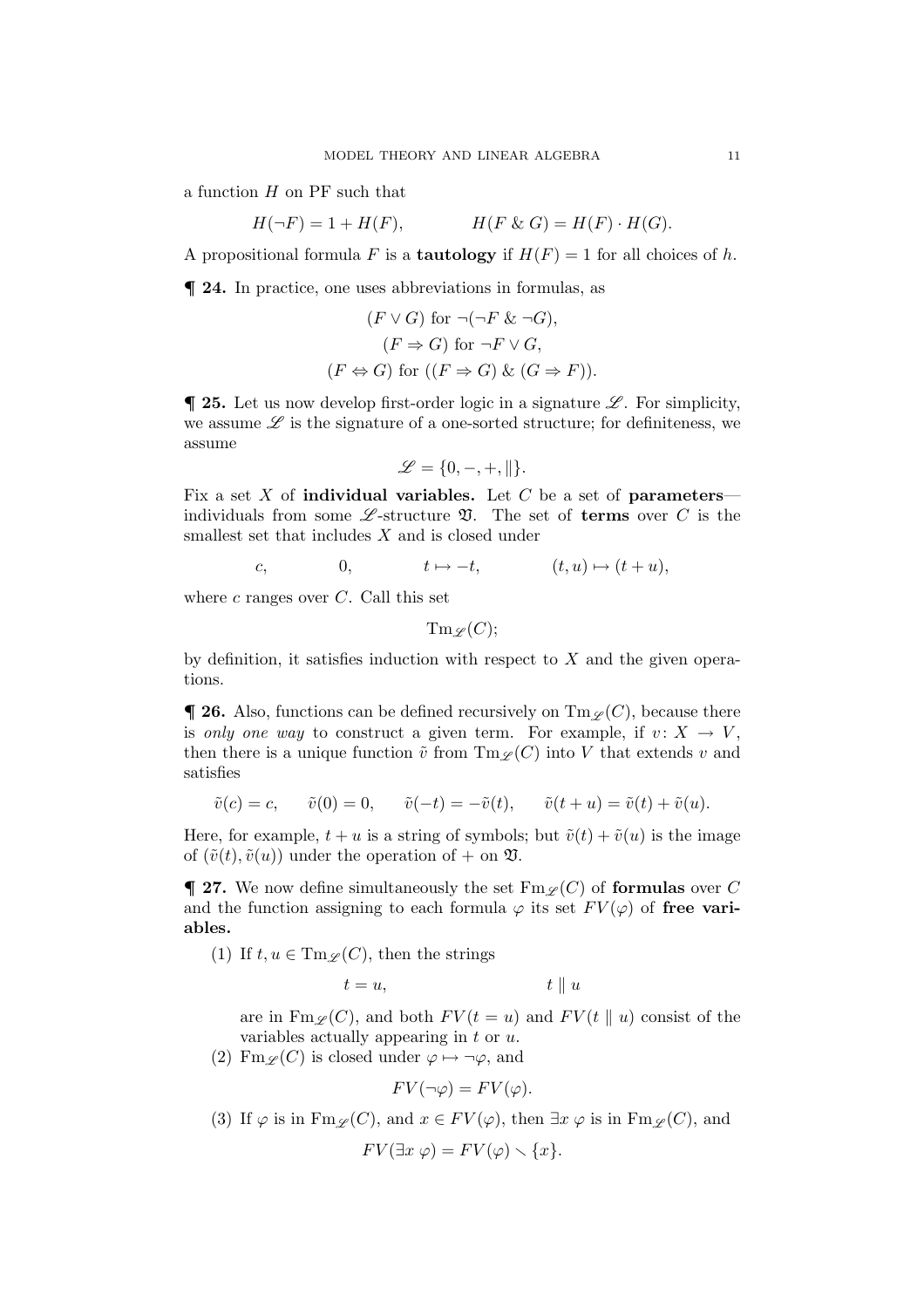a function $H$ on PF such that

$$H(\neg F) = 1 + H(F), \qquad H(F \,\&\, G) = H(F) \cdot H(G).$$

A propositional formula $F$ is a **tautology** if $H(F) = 1$ for all choices of $h$.

**¶ 24.** In practice, one uses abbreviations in formulas, as

$$(F \vee G) \text{ for } \neg(\neg F \,\&\, \neg G),$$
$$(F \Rightarrow G) \text{ for } \neg F \vee G,$$
$$(F \Leftrightarrow G) \text{ for } ((F \Rightarrow G) \,\&\, (G \Rightarrow F)).$$

**¶ 25.** Let us now develop first-order logic in a signature $\mathscr{L}$. For simplicity, we assume $\mathscr{L}$ is the signature of a one-sorted structure; for definiteness, we assume

$$\mathscr{L} = \{0, -, +, \|\}.$$

Fix a set $X$ of **individual variables.** Let $C$ be a set of **parameters**—individuals from some $\mathscr{L}$-structure $\mathfrak{V}$. The set of **terms** over $C$ is the smallest set that includes $X$ and is closed under

$$c, \qquad 0, \qquad t \mapsto -t, \qquad (t, u) \mapsto (t + u),$$

where $c$ ranges over $C$. Call this set

$$\mathrm{Tm}_{\mathscr{L}}(C);$$

by definition, it satisfies induction with respect to $X$ and the given operations.

**¶ 26.** Also, functions can be defined recursively on $\mathrm{Tm}_{\mathscr{L}}(C)$, because there is *only one way* to construct a given term. For example, if $v \colon X \to V$, then there is a unique function $\tilde{v}$ from $\mathrm{Tm}_{\mathscr{L}}(C)$ into $V$ that extends $v$ and satisfies

$$\tilde{v}(c) = c, \qquad \tilde{v}(0) = 0, \qquad \tilde{v}(-t) = -\tilde{v}(t), \qquad \tilde{v}(t + u) = \tilde{v}(t) + \tilde{v}(u).$$

Here, for example, $t + u$ is a string of symbols; but $\tilde{v}(t) + \tilde{v}(u)$ is the image of $(\tilde{v}(t), \tilde{v}(u))$ under the operation of $+$ on $\mathfrak{V}$.

**¶ 27.** We now define simultaneously the set $\mathrm{Fm}_{\mathscr{L}}(C)$ of **formulas** over $C$ and the function assigning to each formula $\varphi$ its set $FV(\varphi)$ of **free variables.**

(1) If $t, u \in \mathrm{Tm}_{\mathscr{L}}(C)$, then the strings

$$t = u, \qquad t \parallel u$$

are in $\mathrm{Fm}_{\mathscr{L}}(C)$, and both $FV(t = u)$ and $FV(t \parallel u)$ consist of the variables actually appearing in $t$ or $u$.

(2) $\mathrm{Fm}_{\mathscr{L}}(C)$ is closed under $\varphi \mapsto \neg\varphi$, and

$$FV(\neg\varphi) = FV(\varphi).$$

(3) If $\varphi$ is in $\mathrm{Fm}_{\mathscr{L}}(C)$, and $x \in FV(\varphi)$, then $\exists x\, \varphi$ is in $\mathrm{Fm}_{\mathscr{L}}(C)$, and

$$FV(\exists x\, \varphi) = FV(\varphi) \smallsetminus \{x\}.$$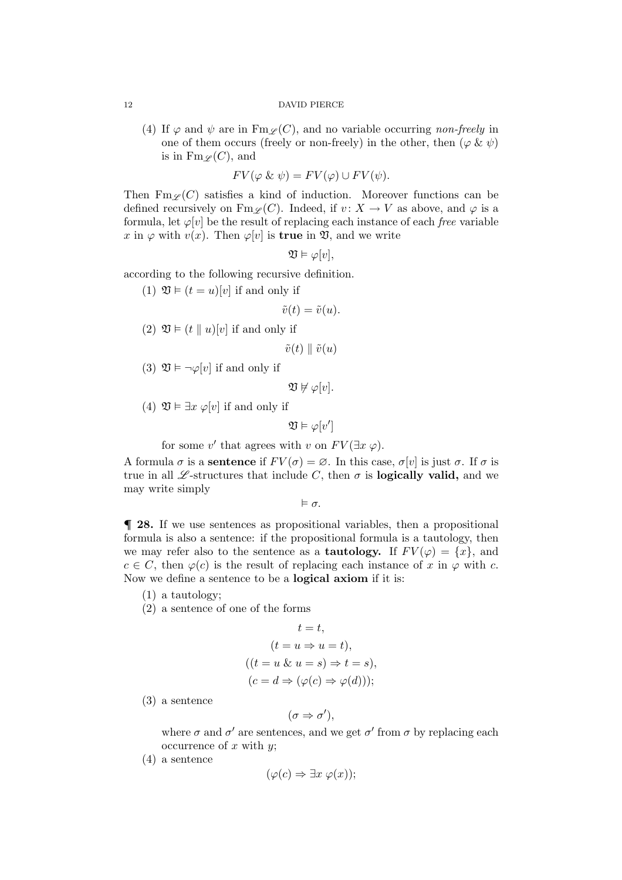(4) If $\varphi$ and $\psi$ are in $\mathrm{Fm}_{\mathscr{L}}(C)$, and no variable occurring *non-freely* in one of them occurs (freely or non-freely) in the other, then $(\varphi \mathbin{\&} \psi)$ is in $\mathrm{Fm}_{\mathscr{L}}(C)$, and

$$FV(\varphi \mathbin{\&} \psi) = FV(\varphi) \cup FV(\psi).$$

Then $\mathrm{Fm}_{\mathscr{L}}(C)$ satisfies a kind of induction. Moreover functions can be defined recursively on $\mathrm{Fm}_{\mathscr{L}}(C)$. Indeed, if $v \colon X \to V$ as above, and $\varphi$ is a formula, let $\varphi[v]$ be the result of replacing each instance of each *free* variable $x$ in $\varphi$ with $v(x)$. Then $\varphi[v]$ is **true** in $\mathfrak{V}$, and we write

$$\mathfrak{V} \vDash \varphi[v],$$

according to the following recursive definition.

(1) $\mathfrak{V} \vDash (t = u)[v]$ if and only if

$$\tilde{v}(t) = \tilde{v}(u).$$

(2) $\mathfrak{V} \vDash (t \parallel u)[v]$ if and only if

$$\tilde{v}(t) \parallel \tilde{v}(u)$$

(3) $\mathfrak{V} \vDash \neg\varphi[v]$ if and only if

$$\mathfrak{V} \nvDash \varphi[v].$$

(4) $\mathfrak{V} \vDash \exists x\ \varphi[v]$ if and only if

$$\mathfrak{V} \vDash \varphi[v']$$

for some $v'$ that agrees with $v$ on $FV(\exists x\ \varphi)$.

A formula $\sigma$ is a **sentence** if $FV(\sigma) = \varnothing$. In this case, $\sigma[v]$ is just $\sigma$. If $\sigma$ is true in all $\mathscr{L}$-structures that include $C$, then $\sigma$ is **logically valid,** and we may write simply

$$\vDash \sigma.$$

**¶ 28.** If we use sentences as propositional variables, then a propositional formula is also a sentence: if the propositional formula is a tautology, then we may refer also to the sentence as a **tautology.** If $FV(\varphi) = \{x\}$, and $c \in C$, then $\varphi(c)$ is the result of replacing each instance of $x$ in $\varphi$ with $c$. Now we define a sentence to be a **logical axiom** if it is:

(1) a tautology;

(2) a sentence of one of the forms

$$t = t,$$

$$(t = u \Rightarrow u = t),$$

$$((t = u \mathbin{\&} u = s) \Rightarrow t = s),$$

$$(c = d \Rightarrow (\varphi(c) \Rightarrow \varphi(d)));$$

(3) a sentence

$$(\sigma \Rightarrow \sigma'),$$

where $\sigma$ and $\sigma'$ are sentences, and we get $\sigma'$ from $\sigma$ by replacing each occurrence of $x$ with $y$;

(4) a sentence

$$(\varphi(c) \Rightarrow \exists x\ \varphi(x));$$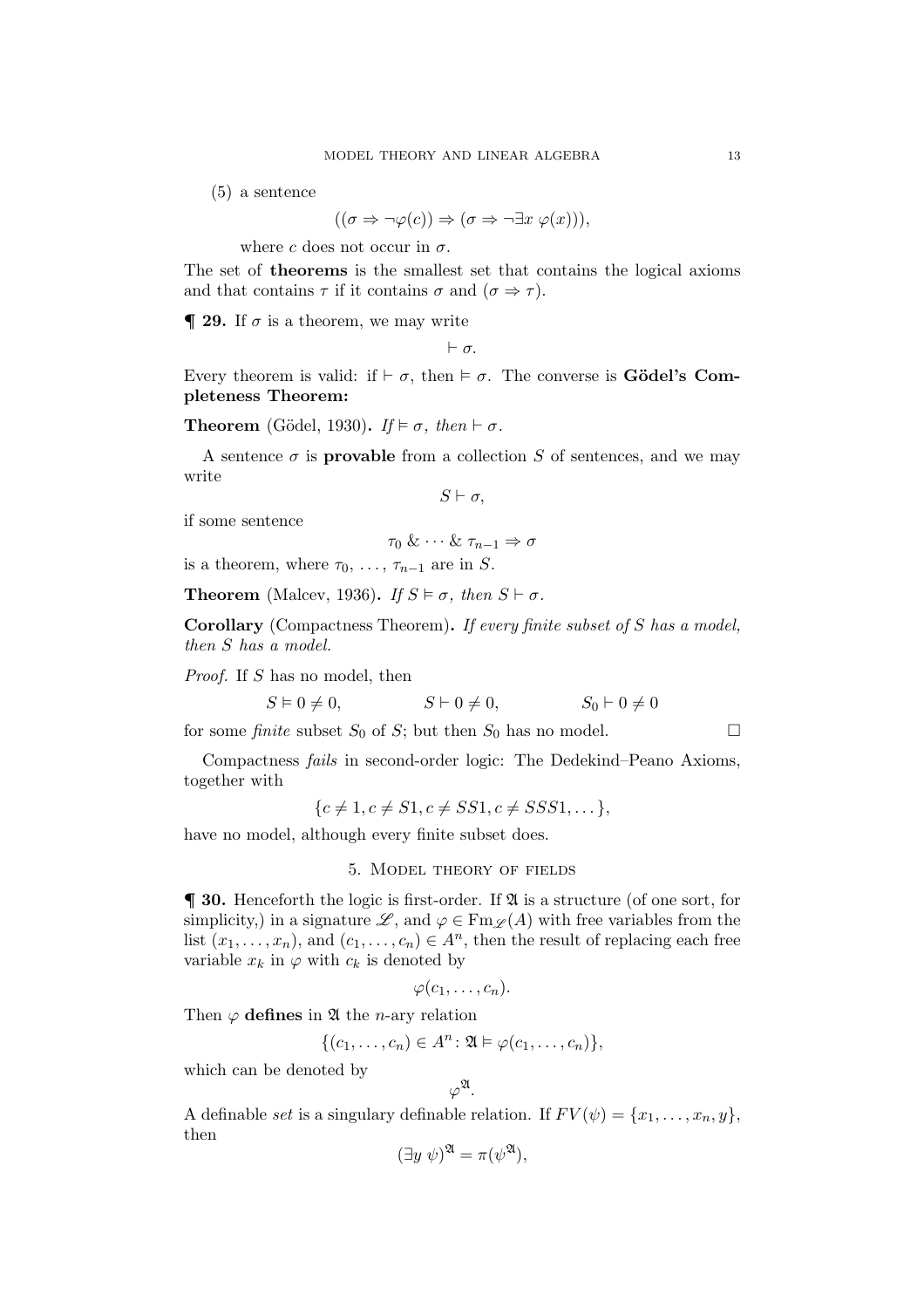(5) a sentence

$$((\sigma \Rightarrow \neg\varphi(c)) \Rightarrow (\sigma \Rightarrow \neg\exists x\ \varphi(x))),$$

where $c$ does not occur in $\sigma$.

The set of **theorems** is the smallest set that contains the logical axioms and that contains $\tau$ if it contains $\sigma$ and $(\sigma \Rightarrow \tau)$.

**¶ 29.** If $\sigma$ is a theorem, we may write

$$\vdash \sigma.$$

Every theorem is valid: if $\vdash \sigma$, then $\vDash \sigma$. The converse is **Gödel's Completeness Theorem:**

**Theorem** (Gödel, 1930)**.** *If* $\vDash \sigma$*, then* $\vdash \sigma$.

A sentence $\sigma$ is **provable** from a collection $S$ of sentences, and we may write

$$S \vdash \sigma,$$

if some sentence

$$\tau_0 \ \&\ \cdots\ \&\ \tau_{n-1} \Rightarrow \sigma$$

is a theorem, where $\tau_0, \dots, \tau_{n-1}$ are in $S$.

**Theorem** (Malcev, 1936)**.** *If* $S \vDash \sigma$*, then* $S \vdash \sigma$.

**Corollary** (Compactness Theorem)**.** *If every finite subset of* $S$ *has a model, then* $S$ *has a model.*

*Proof.* If $S$ has no model, then

$$S \vDash 0 \neq 0, \qquad\qquad S \vdash 0 \neq 0, \qquad\qquad S_0 \vdash 0 \neq 0$$

for some *finite* subset $S_0$ of $S$; but then $S_0$ has no model. □

Compactness *fails* in second-order logic: The Dedekind–Peano Axioms, together with

$$\{c \neq 1, c \neq S1, c \neq SS1, c \neq SSS1, \dots\},$$

have no model, although every finite subset does.

## 5. Model theory of fields

**¶ 30.** Henceforth the logic is first-order. If $\mathfrak{A}$ is a structure (of one sort, for simplicity,) in a signature $\mathscr{L}$, and $\varphi \in \mathrm{Fm}_{\mathscr{L}}(A)$ with free variables from the list $(x_1, \dots, x_n)$, and $(c_1, \dots, c_n) \in A^n$, then the result of replacing each free variable $x_k$ in $\varphi$ with $c_k$ is denoted by

$$\varphi(c_1, \dots, c_n).$$

Then $\varphi$ **defines** in $\mathfrak{A}$ the $n$-ary relation

$$\{(c_1, \dots, c_n) \in A^n : \mathfrak{A} \vDash \varphi(c_1, \dots, c_n)\},$$

which can be denoted by

$$\varphi^{\mathfrak{A}}.$$

A definable *set* is a singulary definable relation. If $FV(\psi) = \{x_1, \dots, x_n, y\}$, then

$$(\exists y\ \psi)^{\mathfrak{A}} = \pi(\psi^{\mathfrak{A}}),$$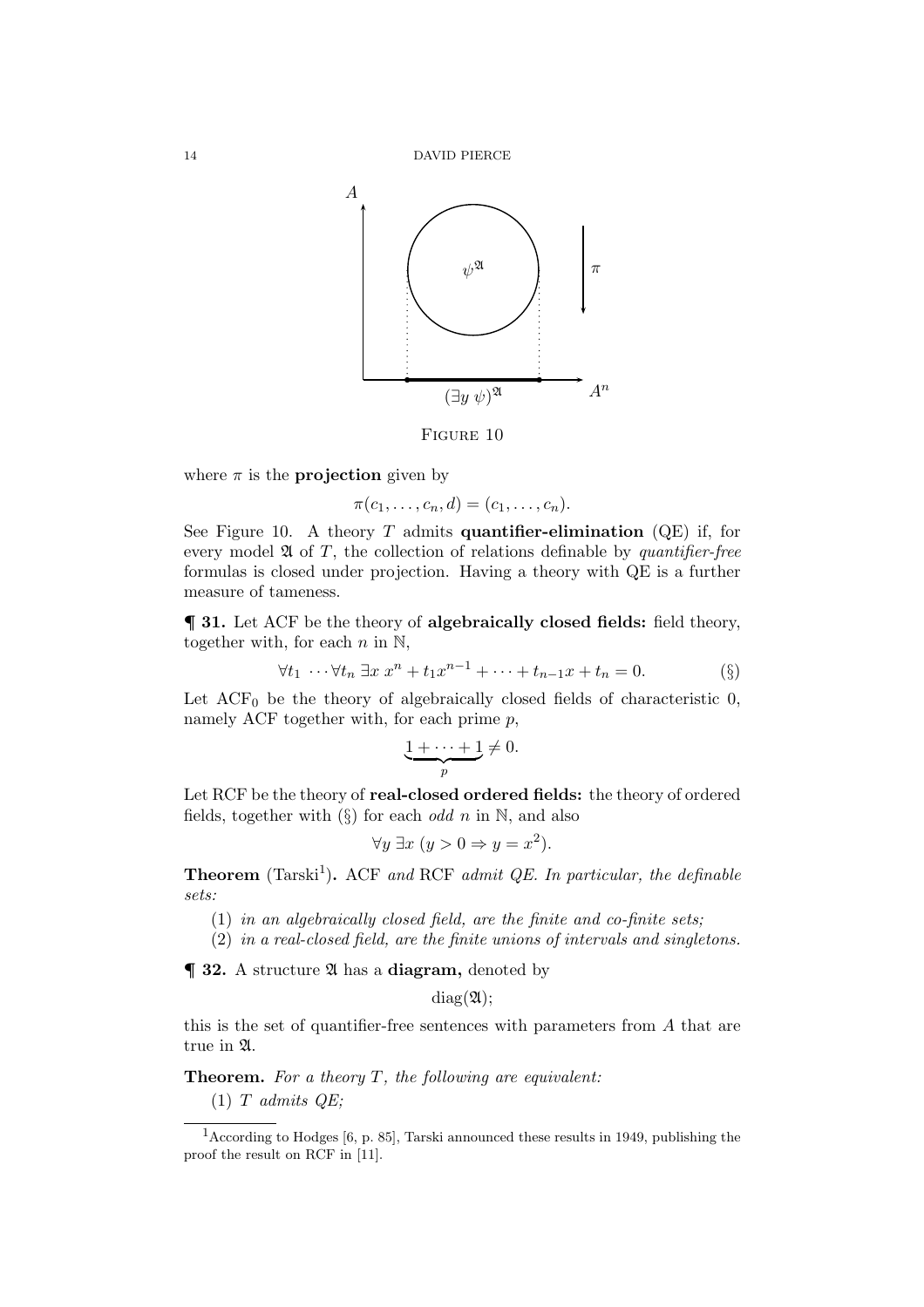Figure 10

where $\pi$ is the **projection** given by

$$\pi(c_1, \dots, c_n, d) = (c_1, \dots, c_n).$$

See Figure 10. A theory $T$ admits **quantifier-elimination** (QE) if, for every model $\mathfrak{A}$ of $T$, the collection of relations definable by *quantifier-free* formulas is closed under projection. Having a theory with QE is a further measure of tameness.

**¶ 31.** Let ACF be the theory of **algebraically closed fields:** field theory, together with, for each $n$ in $\mathbb{N}$,

$$\forall t_1 \ \cdots \forall t_n \ \exists x \ x^n + t_1 x^{n-1} + \cdots + t_{n-1}x + t_n = 0. \qquad (\S)$$

Let $\mathrm{ACF}_0$ be the theory of algebraically closed fields of characteristic 0, namely ACF together with, for each prime $p$,

$$\underbrace{1 + \cdots + 1}_{p} \neq 0.$$

Let RCF be the theory of **real-closed ordered fields:** the theory of ordered fields, together with (§) for each *odd* $n$ in $\mathbb{N}$, and also

$$\forall y \ \exists x \ (y > 0 \Rightarrow y = x^2).$$

**Theorem** (Tarski[1])**.** *ACF and RCF admit QE. In particular, the definable sets:*

1. *in an algebraically closed field, are the finite and co-finite sets;*
2. *in a real-closed field, are the finite unions of intervals and singletons.*

**¶ 32.** A structure $\mathfrak{A}$ has a **diagram,** denoted by

$$\mathrm{diag}(\mathfrak{A});$$

this is the set of quantifier-free sentences with parameters from $A$ that are true in $\mathfrak{A}$.

**Theorem.** *For a theory $T$, the following are equivalent:*

1. *$T$ admits QE;*

[1] According to Hodges [6, p. 85], Tarski announced these results in 1949, publishing the proof the result on RCF in [11].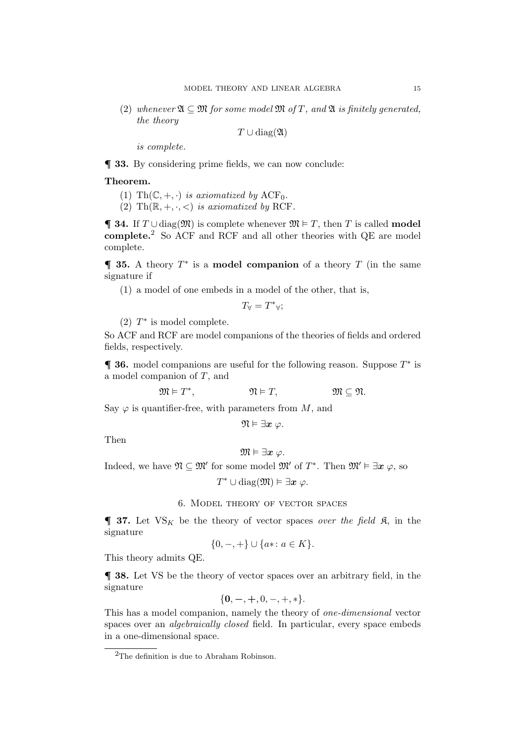(2) *whenever* $\mathfrak{A} \subseteq \mathfrak{M}$ *for some model* $\mathfrak{M}$ *of* $T$*, and* $\mathfrak{A}$ *is finitely generated, the theory*

$$T \cup \operatorname{diag}(\mathfrak{A})$$

*is complete.*

**¶ 33.** By considering prime fields, we can now conclude:

**Theorem.**

(1) $\operatorname{Th}(\mathbb{C}, +, \cdot)$ *is axiomatized by* $\mathrm{ACF}_0$.
(2) $\operatorname{Th}(\mathbb{R}, +, \cdot, <)$ *is axiomatized by* RCF.

**¶ 34.** If $T \cup \operatorname{diag}(\mathfrak{M})$ is complete whenever $\mathfrak{M} \vDash T$, then $T$ is called **model complete.**[2] So ACF and RCF and all other theories with QE are model complete.

**¶ 35.** A theory $T^*$ is a **model companion** of a theory $T$ (in the same signature if

(1) a model of one embeds in a model of the other, that is,

$$T_\forall = {T^*}_\forall;$$

(2) $T^*$ is model complete.

So ACF and RCF are model companions of the theories of fields and ordered fields, respectively.

**¶ 36.** model companions are useful for the following reason. Suppose $T^*$ is a model companion of $T$, and

$$\mathfrak{M} \vDash T^*, \qquad \mathfrak{N} \vDash T, \qquad \mathfrak{M} \subseteq \mathfrak{N}.$$

Say $\varphi$ is quantifier-free, with parameters from $M$, and

$$\mathfrak{N} \vDash \exists \boldsymbol{x}\ \varphi.$$

Then

$$\mathfrak{M} \vDash \exists \boldsymbol{x}\ \varphi.$$

Indeed, we have $\mathfrak{N} \subseteq \mathfrak{M}'$ for some model $\mathfrak{M}'$ of $T^*$. Then $\mathfrak{M}' \vDash \exists \boldsymbol{x}\ \varphi$, so

$$T^* \cup \operatorname{diag}(\mathfrak{M}) \vDash \exists \boldsymbol{x}\ \varphi.$$

## 6. Model theory of vector spaces

**¶ 37.** Let $\mathrm{VS}_K$ be the theory of vector spaces *over the field* $\mathfrak{K}$, in the signature

$$\{0, -, +\} \cup \{a*\colon a \in K\}.$$

This theory admits QE.

**¶ 38.** Let VS be the theory of vector spaces over an arbitrary field, in the signature

$$\{\mathbf{0}, \boldsymbol{-}, \boldsymbol{+}, 0, -, +, *\}.$$

This has a model companion, namely the theory of *one-dimensional* vector spaces over an *algebraically closed* field. In particular, every space embeds in a one-dimensional space.

[2] The definition is due to Abraham Robinson.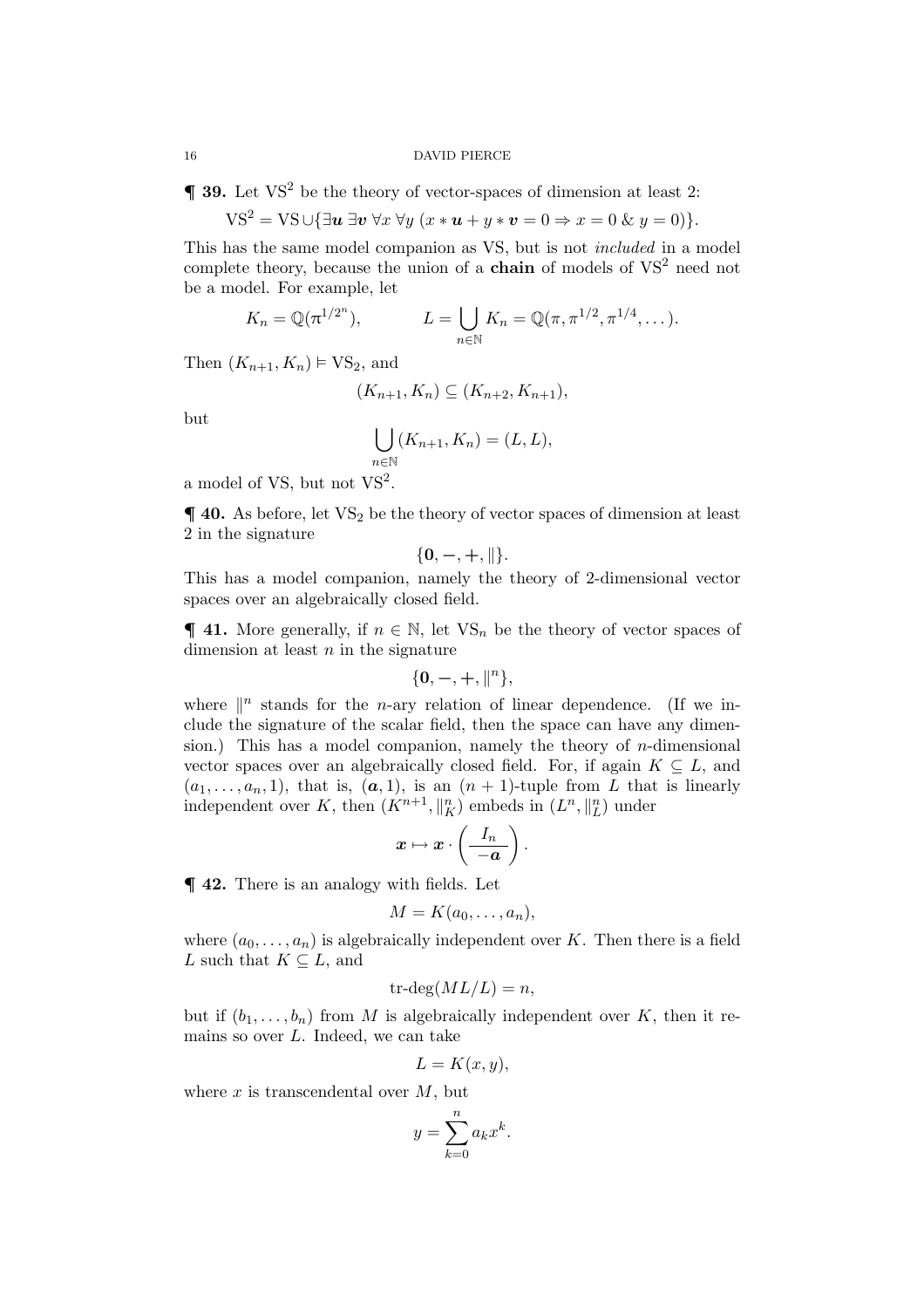**¶ 39.** Let $\mathrm{VS}^2$ be the theory of vector-spaces of dimension at least 2:

$$\mathrm{VS}^2 = \mathrm{VS} \cup \{\exists \boldsymbol{u}\ \exists \boldsymbol{v}\ \forall x\ \forall y\ (x * \boldsymbol{u} + y * \boldsymbol{v} = 0 \Rightarrow x = 0\ \&\ y = 0)\}.$$

This has the same model companion as VS, but is not *included* in a model complete theory, because the union of a **chain** of models of $\mathrm{VS}^2$ need not be a model. For example, let

$$K_n = \mathbb{Q}(\pi^{1/2^n}), \qquad L = \bigcup_{n \in \mathbb{N}} K_n = \mathbb{Q}(\pi, \pi^{1/2}, \pi^{1/4}, \dots).$$

Then $(K_{n+1}, K_n) \vDash \mathrm{VS}_2$, and

$$(K_{n+1}, K_n) \subseteq (K_{n+2}, K_{n+1}),$$

but

$$\bigcup_{n \in \mathbb{N}} (K_{n+1}, K_n) = (L, L),$$

a model of VS, but not $\mathrm{VS}^2$.

**¶ 40.** As before, let $\mathrm{VS}_2$ be the theory of vector spaces of dimension at least 2 in the signature

$$\{\mathbf{0}, -, +, \|\}.$$

This has a model companion, namely the theory of 2-dimensional vector spaces over an algebraically closed field.

**¶ 41.** More generally, if $n \in \mathbb{N}$, let $\mathrm{VS}_n$ be the theory of vector spaces of dimension at least $n$ in the signature

$$\{\mathbf{0}, -, +, \|^n\},$$

where $\|^n$ stands for the $n$-ary relation of linear dependence. (If we include the signature of the scalar field, then the space can have any dimension.) This has a model companion, namely the theory of $n$-dimensional vector spaces over an algebraically closed field. For, if again $K \subseteq L$, and $(a_1, \dots, a_n, 1)$, that is, $(\boldsymbol{a}, 1)$, is an $(n+1)$-tuple from $L$ that is linearly independent over $K$, then $(K^{n+1}, \|^n_K)$ embeds in $(L^n, \|^n_L)$ under

$$\boldsymbol{x} \mapsto \boldsymbol{x} \cdot \left( \frac{I_n}{-\boldsymbol{a}} \right).$$

**¶ 42.** There is an analogy with fields. Let

$$M = K(a_0, \dots, a_n),$$

where $(a_0, \dots, a_n)$ is algebraically independent over $K$. Then there is a field $L$ such that $K \subseteq L$, and

$$\text{tr-deg}(ML/L) = n,$$

but if $(b_1, \dots, b_n)$ from $M$ is algebraically independent over $K$, then it remains so over $L$. Indeed, we can take

$$L = K(x, y),$$

where $x$ is transcendental over $M$, but

$$y = \sum_{k=0}^{n} a_k x^k.$$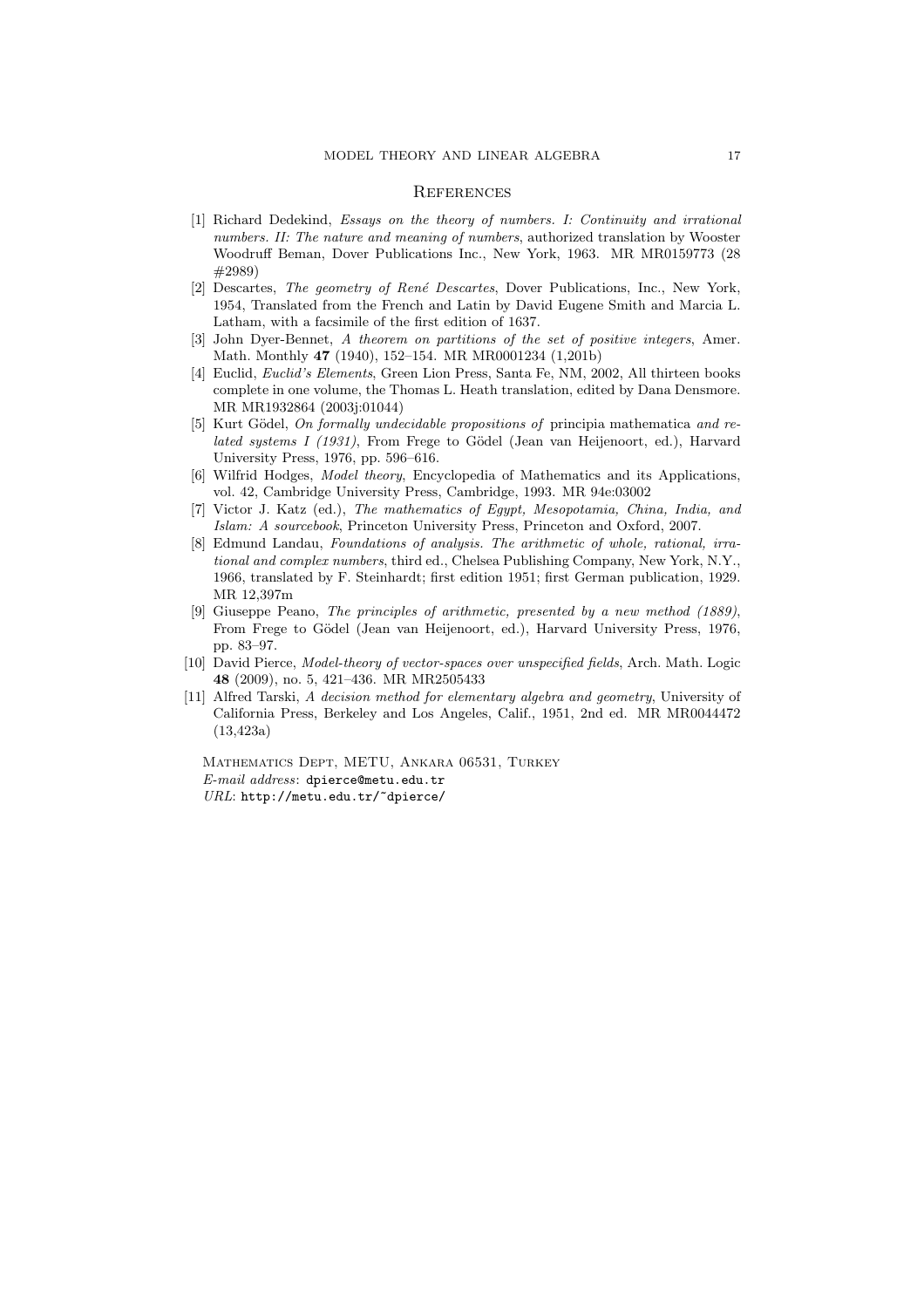## References

[1] Richard Dedekind, *Essays on the theory of numbers. I: Continuity and irrational numbers. II: The nature and meaning of numbers*, authorized translation by Wooster Woodruff Beman, Dover Publications Inc., New York, 1963. MR MR0159773 (28 #2989)

[2] Descartes, *The geometry of René Descartes*, Dover Publications, Inc., New York, 1954, Translated from the French and Latin by David Eugene Smith and Marcia L. Latham, with a facsimile of the first edition of 1637.

[3] John Dyer-Bennet, *A theorem on partitions of the set of positive integers*, Amer. Math. Monthly **47** (1940), 152–154. MR MR0001234 (1,201b)

[4] Euclid, *Euclid's Elements*, Green Lion Press, Santa Fe, NM, 2002, All thirteen books complete in one volume, the Thomas L. Heath translation, edited by Dana Densmore. MR MR1932864 (2003j:01044)

[5] Kurt Gödel, *On formally undecidable propositions of* principia mathematica *and related systems I (1931)*, From Frege to Gödel (Jean van Heijenoort, ed.), Harvard University Press, 1976, pp. 596–616.

[6] Wilfrid Hodges, *Model theory*, Encyclopedia of Mathematics and its Applications, vol. 42, Cambridge University Press, Cambridge, 1993. MR 94e:03002

[7] Victor J. Katz (ed.), *The mathematics of Egypt, Mesopotamia, China, India, and Islam: A sourcebook*, Princeton University Press, Princeton and Oxford, 2007.

[8] Edmund Landau, *Foundations of analysis. The arithmetic of whole, rational, irrational and complex numbers*, third ed., Chelsea Publishing Company, New York, N.Y., 1966, translated by F. Steinhardt; first edition 1951; first German publication, 1929. MR 12,397m

[9] Giuseppe Peano, *The principles of arithmetic, presented by a new method (1889)*, From Frege to Gödel (Jean van Heijenoort, ed.), Harvard University Press, 1976, pp. 83–97.

[10] David Pierce, *Model-theory of vector-spaces over unspecified fields*, Arch. Math. Logic **48** (2009), no. 5, 421–436. MR MR2505433

[11] Alfred Tarski, *A decision method for elementary algebra and geometry*, University of California Press, Berkeley and Los Angeles, Calif., 1951, 2nd ed. MR MR0044472 (13,423a)

Mathematics Dept, METU, Ankara 06531, Turkey
*E-mail address*: dpierce@metu.edu.tr
*URL*: http://metu.edu.tr/~dpierce/